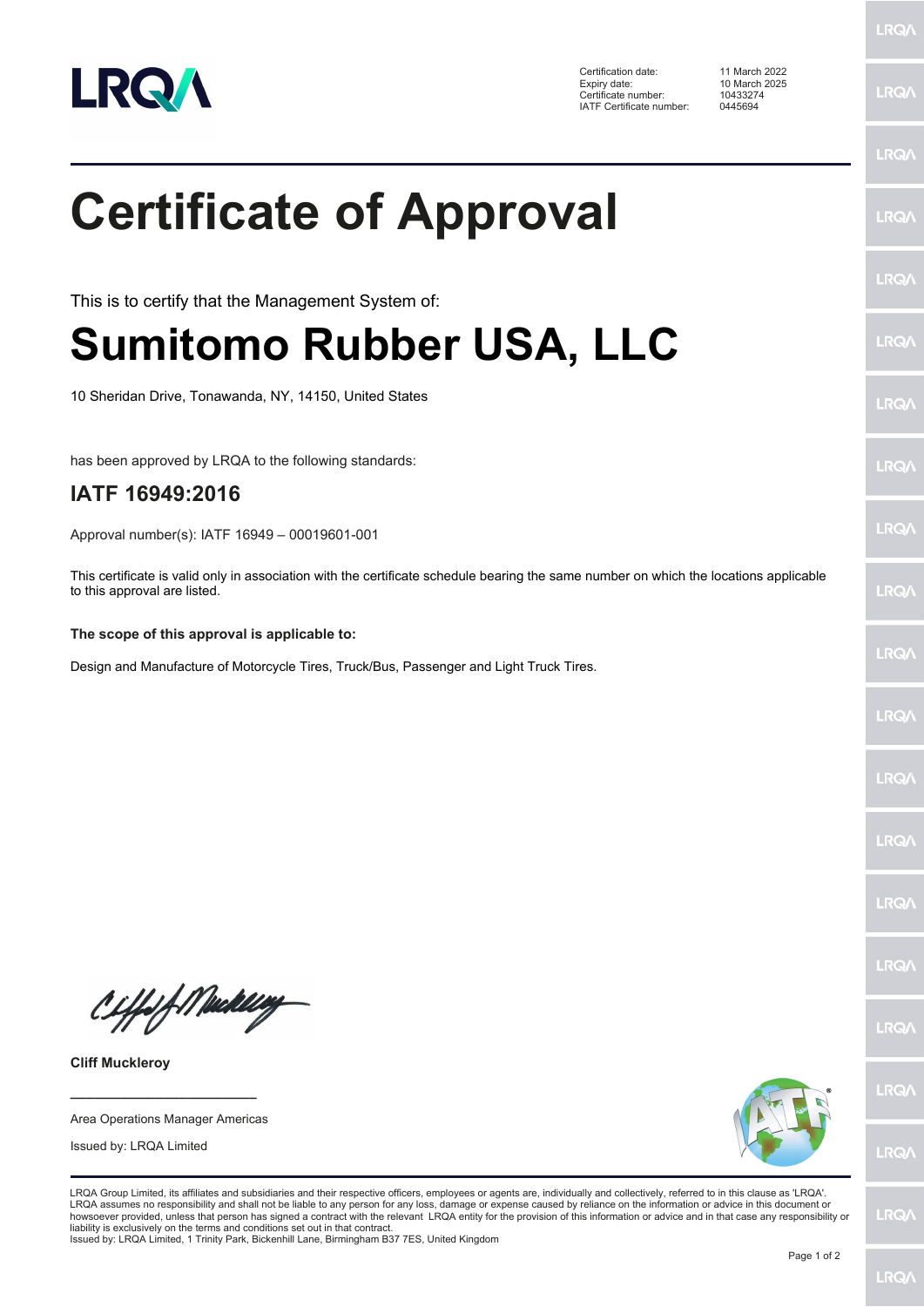| | |
|---|---|
| Certification date: | 11 March 2022 |
| Expiry date: | 10 March 2025 |
| Certificate number: | 10433274 |
| IATF Certificate number: | 0445694 |

# Certificate of Approval

This is to certify that the Management System of:

## Sumitomo Rubber USA, LLC

10 Sheridan Drive, Tonawanda, NY, 14150, United States

has been approved by LRQA to the following standards:

### IATF 16949:2016

Approval number(s): IATF 16949 – 00019601-001

This certificate is valid only in association with the certificate schedule bearing the same number on which the locations applicable to this approval are listed.

**The scope of this approval is applicable to:**

Design and Manufacture of Motorcycle Tires, Truck/Bus, Passenger and Light Truck Tires.

**Cliff Muckleroy**

Area Operations Manager Americas

Issued by: LRQA Limited

LRQA Group Limited, its affiliates and subsidiaries and their respective officers, employees or agents are, individually and collectively, referred to in this clause as 'LRQA'. LRQA assumes no responsibility and shall not be liable to any person for any loss, damage or expense caused by reliance on the information or advice in this document or howsoever provided, unless that person has signed a contract with the relevant LRQA entity for the provision of this information or advice and in that case any responsibility or liability is exclusively on the terms and conditions set out in that contract.
Issued by: LRQA Limited, 1 Trinity Park, Bickenhill Lane, Birmingham B37 7ES, United Kingdom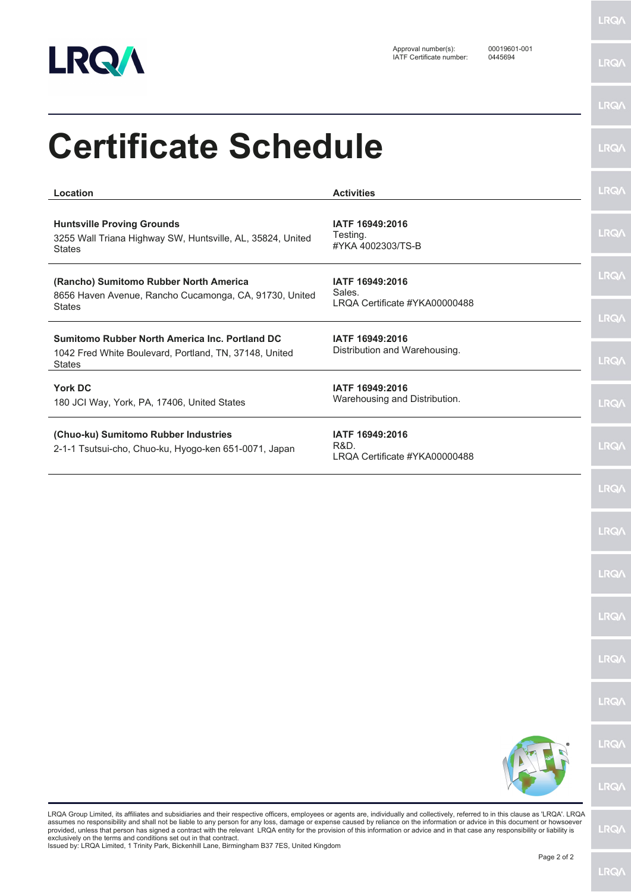Approval number(s): 00019601-001
IATF Certificate number: 0445694

# Certificate Schedule

| Location | Activities |
|---|---|
| **Huntsville Proving Grounds**<br>3255 Wall Triana Highway SW, Huntsville, AL, 35824, United States | **IATF 16949:2016**<br>Testing.<br>#YKA 4002303/TS-B |
| **(Rancho) Sumitomo Rubber North America**<br>8656 Haven Avenue, Rancho Cucamonga, CA, 91730, United States | **IATF 16949:2016**<br>Sales.<br>LRQA Certificate #YKA00000488 |
| **Sumitomo Rubber North America Inc. Portland DC**<br>1042 Fred White Boulevard, Portland, TN, 37148, United States | **IATF 16949:2016**<br>Distribution and Warehousing. |
| **York DC**<br>180 JCI Way, York, PA, 17406, United States | **IATF 16949:2016**<br>Warehousing and Distribution. |
| **(Chuo-ku) Sumitomo Rubber Industries**<br>2-1-1 Tsutsui-cho, Chuo-ku, Hyogo-ken 651-0071, Japan | **IATF 16949:2016**<br>R&D.<br>LRQA Certificate #YKA00000488 |

LRQA Group Limited, its affiliates and subsidiaries and their respective officers, employees or agents are, individually and collectively, referred to in this clause as 'LRQA'. LRQA assumes no responsibility and shall not be liable to any person for any loss, damage or expense caused by reliance on the information or advice in this document or howsoever provided, unless that person has signed a contract with the relevant LRQA entity for the provision of this information or advice and in that case any responsibility or liability is exclusively on the terms and conditions set out in that contract.
Issued by: LRQA Limited, 1 Trinity Park, Bickenhill Lane, Birmingham B37 7ES, United Kingdom